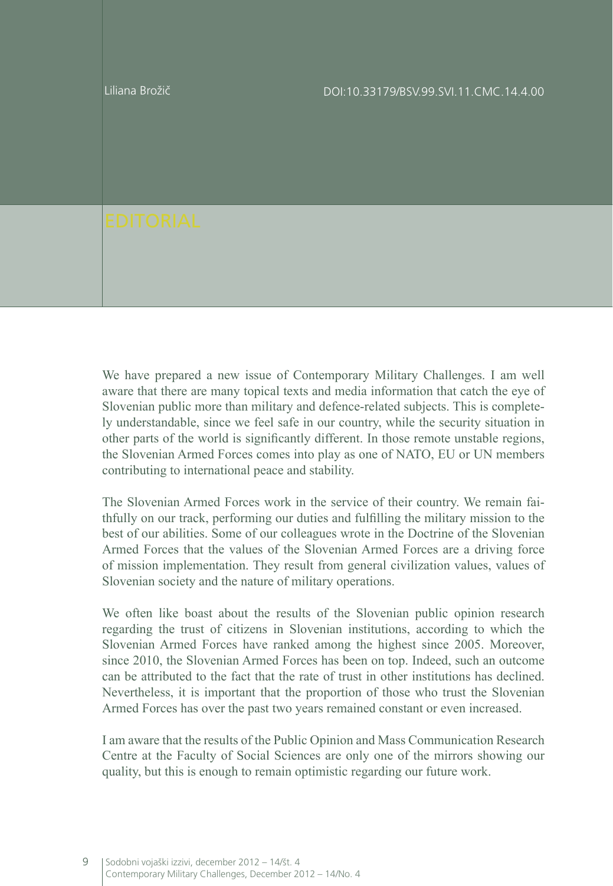Liliana Brožič

DOI:10.33179/BSV.99.SVI.11.CMC.14.4.00

# EDITORIAL

We have prepared a new issue of Contemporary Military Challenges. I am well aware that there are many topical texts and media information that catch the eye of Slovenian public more than military and defence-related subjects. This is completely understandable, since we feel safe in our country, while the security situation in other parts of the world is significantly different. In those remote unstable regions, the Slovenian Armed Forces comes into play as one of NATO, EU or UN members contributing to international peace and stability.

The Slovenian Armed Forces work in the service of their country. We remain faithfully on our track, performing our duties and fulfilling the military mission to the best of our abilities. Some of our colleagues wrote in the Doctrine of the Slovenian Armed Forces that the values of the Slovenian Armed Forces are a driving force of mission implementation. They result from general civilization values, values of Slovenian society and the nature of military operations.

We often like boast about the results of the Slovenian public opinion research regarding the trust of citizens in Slovenian institutions, according to which the Slovenian Armed Forces have ranked among the highest since 2005. Moreover, since 2010, the Slovenian Armed Forces has been on top. Indeed, such an outcome can be attributed to the fact that the rate of trust in other institutions has declined. Nevertheless, it is important that the proportion of those who trust the Slovenian Armed Forces has over the past two years remained constant or even increased.

I am aware that the results of the Public Opinion and Mass Communication Research Centre at the Faculty of Social Sciences are only one of the mirrors showing our quality, but this is enough to remain optimistic regarding our future work.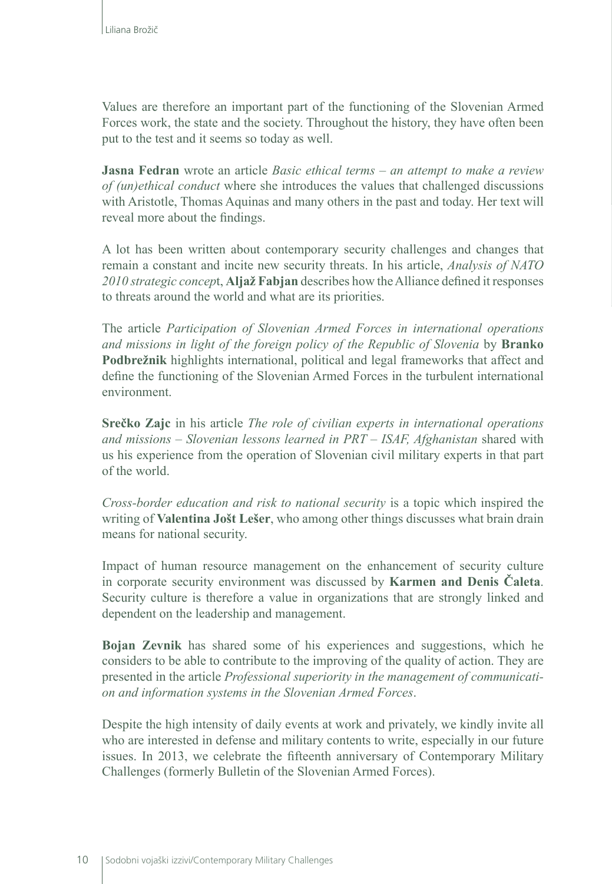Values are therefore an important part of the functioning of the Slovenian Armed Forces work, the state and the society. Throughout the history, they have often been put to the test and it seems so today as well.

**Jasna Fedran** wrote an article *Basic ethical terms – an attempt to make a review of (un)ethical conduct* where she introduces the values that challenged discussions with Aristotle, Thomas Aquinas and many others in the past and today. Her text will reveal more about the findings.

A lot has been written about contemporary security challenges and changes that remain a constant and incite new security threats. In his article, *Analysis of NATO 2010 strategic concep*t, **Aljaž Fabjan** describes how the Alliance defined it responses to threats around the world and what are its priorities.

The article *Participation of Slovenian Armed Forces in international operations and missions in light of the foreign policy of the Republic of Slovenia* by **Branko Podbrežnik** highlights international, political and legal frameworks that affect and define the functioning of the Slovenian Armed Forces in the turbulent international environment.

**Srečko Zajc** in his article *The role of civilian experts in international operations and missions – Slovenian lessons learned in PRT – ISAF, Afghanistan* shared with us his experience from the operation of Slovenian civil military experts in that part of the world.

*Cross-border education and risk to national security* is a topic which inspired the writing of **Valentina Jošt Lešer**, who among other things discusses what brain drain means for national security.

Impact of human resource management on the enhancement of security culture in corporate security environment was discussed by **Karmen and Denis Čaleta**. Security culture is therefore a value in organizations that are strongly linked and dependent on the leadership and management.

**Bojan Zevnik** has shared some of his experiences and suggestions, which he considers to be able to contribute to the improving of the quality of action. They are presented in the article *Professional superiority in the management of communication and information systems in the Slovenian Armed Forces*.

Despite the high intensity of daily events at work and privately, we kindly invite all who are interested in defense and military contents to write, especially in our future issues. In 2013, we celebrate the fifteenth anniversary of Contemporary Military Challenges (formerly Bulletin of the Slovenian Armed Forces).